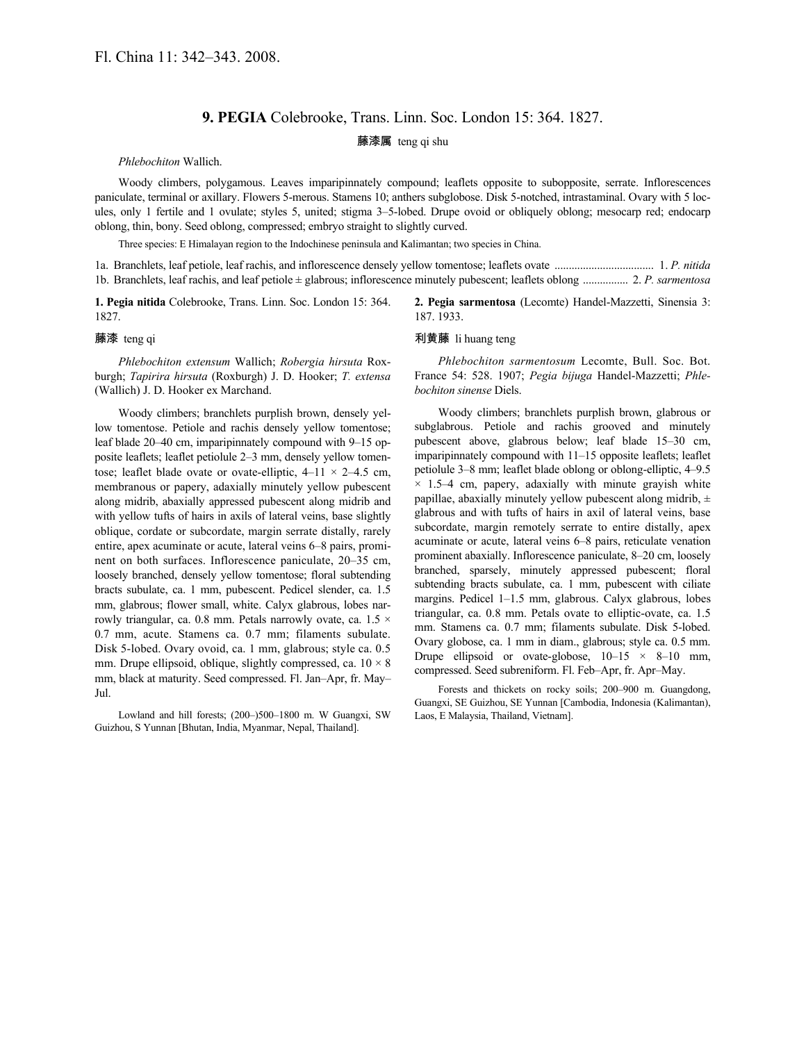Fl. China 11: 342–343. 2008.

## 9. PEGIA Colebrooke, Trans. Linn. Soc. London 15: 364. 1827.

**藤漆属** teng qi shu

*Phlebochiton* Wallich.

Woody climbers, polygamous. Leaves imparipinnately compound; leaflets opposite to subopposite, serrate. Inflorescences paniculate, terminal or axillary. Flowers 5-merous. Stamens 10; anthers subglobose. Disk 5-notched, intrastaminal. Ovary with 5 locules, only 1 fertile and 1 ovulate; styles 5, united; stigma 3–5-lobed. Drupe ovoid or obliquely oblong; mesocarp red; endocarp oblong, thin, bony. Seed oblong, compressed; embryo straight to slightly curved.

Three species: E Himalayan region to the Indochinese peninsula and Kalimantan; two species in China.

1a. Branchlets, leaf petiole, leaf rachis, and inflorescence densely yellow tomentose; leaflets ovate .................................. 1. *P. nitida*
1b. Branchlets, leaf rachis, and leaf petiole ± glabrous; inflorescence minutely pubescent; leaflets oblong ................ 2. *P. sarmentosa*

**1. Pegia nitida** Colebrooke, Trans. Linn. Soc. London 15: 364. 1827.

**藤漆** teng qi

*Phlebochiton extensum* Wallich; *Robergia hirsuta* Roxburgh; *Tapirira hirsuta* (Roxburgh) J. D. Hooker; *T. extensa* (Wallich) J. D. Hooker ex Marchand.

Woody climbers; branchlets purplish brown, densely yellow tomentose. Petiole and rachis densely yellow tomentose; leaf blade 20–40 cm, imparipinnately compound with 9–15 opposite leaflets; leaflet petiolule 2–3 mm, densely yellow tomentose; leaflet blade ovate or ovate-elliptic, 4–11 × 2–4.5 cm, membranous or papery, adaxially minutely yellow pubescent along midrib, abaxially appressed pubescent along midrib and with yellow tufts of hairs in axils of lateral veins, base slightly oblique, cordate or subcordate, margin serrate distally, rarely entire, apex acuminate or acute, lateral veins 6–8 pairs, prominent on both surfaces. Inflorescence paniculate, 20–35 cm, loosely branched, densely yellow tomentose; floral subtending bracts subulate, ca. 1 mm, pubescent. Pedicel slender, ca. 1.5 mm, glabrous; flower small, white. Calyx glabrous, lobes narrowly triangular, ca. 0.8 mm. Petals narrowly ovate, ca. 1.5 × 0.7 mm, acute. Stamens ca. 0.7 mm; filaments subulate. Disk 5-lobed. Ovary ovoid, ca. 1 mm, glabrous; style ca. 0.5 mm. Drupe ellipsoid, oblique, slightly compressed, ca. 10 × 8 mm, black at maturity. Seed compressed. Fl. Jan–Apr, fr. May–Jul.

Lowland and hill forests; (200–)500–1800 m. W Guangxi, SW Guizhou, S Yunnan [Bhutan, India, Myanmar, Nepal, Thailand].

**2. Pegia sarmentosa** (Lecomte) Handel-Mazzetti, Sinensia 3: 187. 1933.

**利黄藤** li huang teng

*Phlebochiton sarmentosum* Lecomte, Bull. Soc. Bot. France 54: 528. 1907; *Pegia bijuga* Handel-Mazzetti; *Phlebochiton sinense* Diels.

Woody climbers; branchlets purplish brown, glabrous or subglabrous. Petiole and rachis grooved and minutely pubescent above, glabrous below; leaf blade 15–30 cm, imparipinnately compound with 11–15 opposite leaflets; leaflet petiolule 3–8 mm; leaflet blade oblong or oblong-elliptic, 4–9.5 × 1.5–4 cm, papery, adaxially with minute grayish white papillae, abaxially minutely yellow pubescent along midrib, ± glabrous and with tufts of hairs in axil of lateral veins, base subcordate, margin remotely serrate to entire distally, apex acuminate or acute, lateral veins 6–8 pairs, reticulate venation prominent abaxially. Inflorescence paniculate, 8–20 cm, loosely branched, sparsely, minutely appressed pubescent; floral subtending bracts subulate, ca. 1 mm, pubescent with ciliate margins. Pedicel 1–1.5 mm, glabrous. Calyx glabrous, lobes triangular, ca. 0.8 mm. Petals ovate to elliptic-ovate, ca. 1.5 mm. Stamens ca. 0.7 mm; filaments subulate. Disk 5-lobed. Ovary globose, ca. 1 mm in diam., glabrous; style ca. 0.5 mm. Drupe ellipsoid or ovate-globose, 10–15 × 8–10 mm, compressed. Seed subreniform. Fl. Feb–Apr, fr. Apr–May.

Forests and thickets on rocky soils; 200–900 m. Guangdong, Guangxi, SE Guizhou, SE Yunnan [Cambodia, Indonesia (Kalimantan), Laos, E Malaysia, Thailand, Vietnam].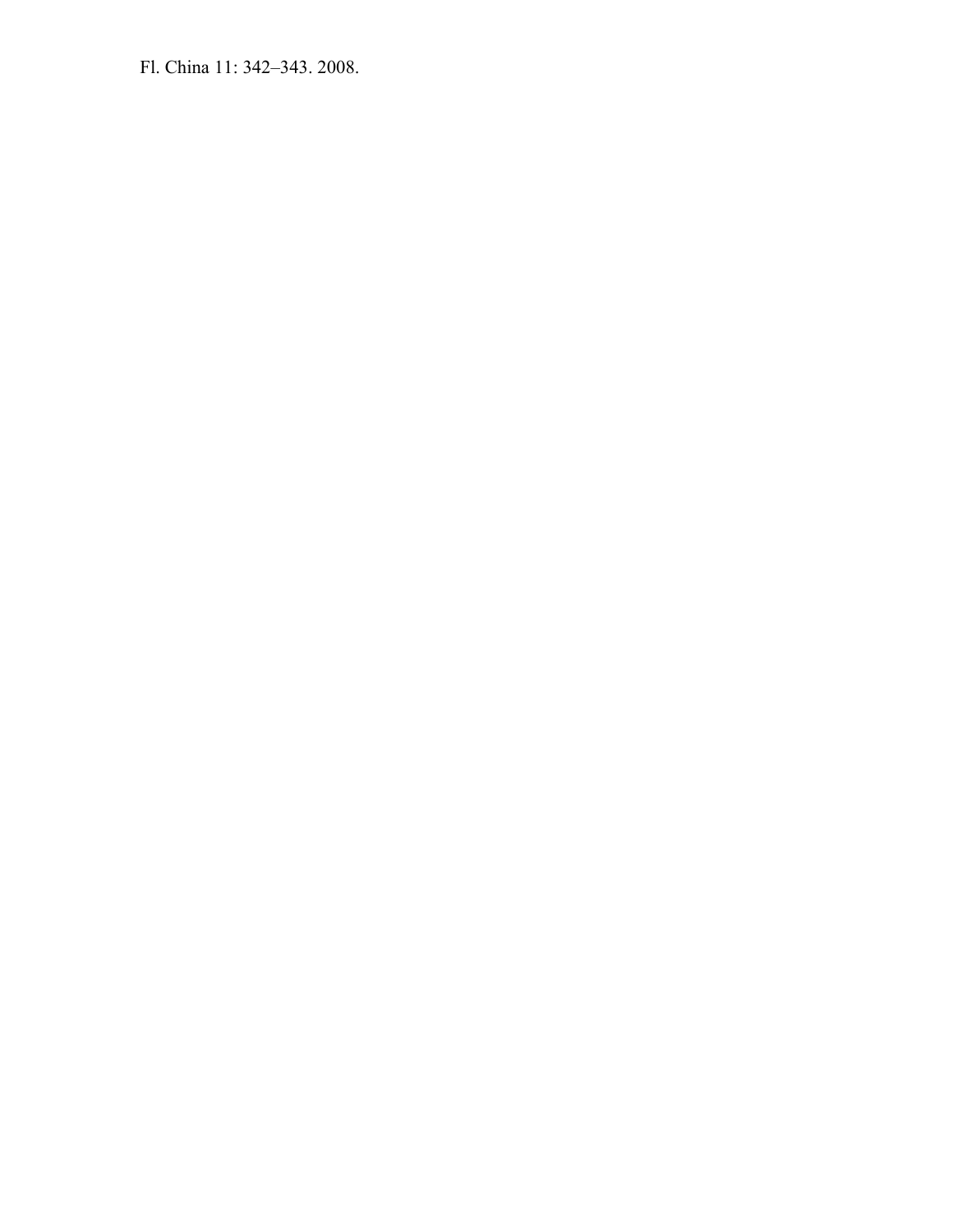Fl. China 11: 342–343. 2008.